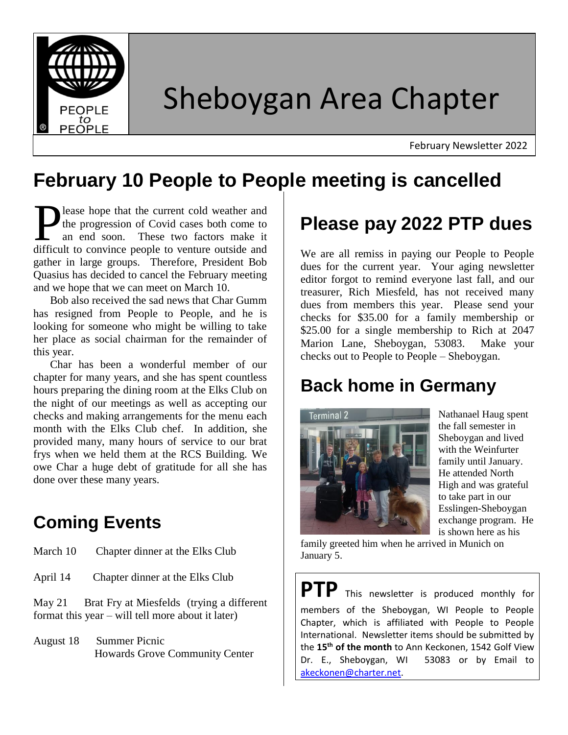PEOPLE to PEOPLE

# Sheboygan Area Chapter

February Newsletter 2022

## February 10 People to People meeting is cancelled

Please hope that the current cold weather and the progression of Covid cases both come to an end soon. These two factors make it difficult to convince people to venture outside and gather in large groups. Therefore, President Bob Quasius has decided to cancel the February meeting and we hope that we can meet on March 10.

Bob also received the sad news that Char Gumm has resigned from People to People, and he is looking for someone who might be willing to take her place as social chairman for the remainder of this year.

Char has been a wonderful member of our chapter for many years, and she has spent countless hours preparing the dining room at the Elks Club on the night of our meetings as well as accepting our checks and making arrangements for the menu each month with the Elks Club chef. In addition, she provided many, many hours of service to our brat frys when we held them at the RCS Building. We owe Char a huge debt of gratitude for all she has done over these many years.

## Coming Events

March 10 Chapter dinner at the Elks Club

April 14 Chapter dinner at the Elks Club

May 21 Brat Fry at Miesfelds (trying a different format this year – will tell more about it later)

August 18 Summer Picnic
Howards Grove Community Center

## Please pay 2022 PTP dues

We are all remiss in paying our People to People dues for the current year. Your aging newsletter editor forgot to remind everyone last fall, and our treasurer, Rich Miesfeld, has not received many dues from members this year. Please send your checks for $35.00 for a family membership or $25.00 for a single membership to Rich at 2047 Marion Lane, Sheboygan, 53083. Make your checks out to People to People – Sheboygan.

## Back home in Germany

Nathanael Haug spent the fall semester in Sheboygan and lived with the Weinfurter family until January. He attended North High and was grateful to take part in our Esslingen-Sheboygan exchange program. He is shown here as his family greeted him when he arrived in Munich on January 5.

**PTP** This newsletter is produced monthly for members of the Sheboygan, WI People to People Chapter, which is affiliated with People to People International. Newsletter items should be submitted by the **15th of the month** to Ann Keckonen, 1542 Golf View Dr. E., Sheboygan, WI 53083 or by Email to akeckonen@charter.net.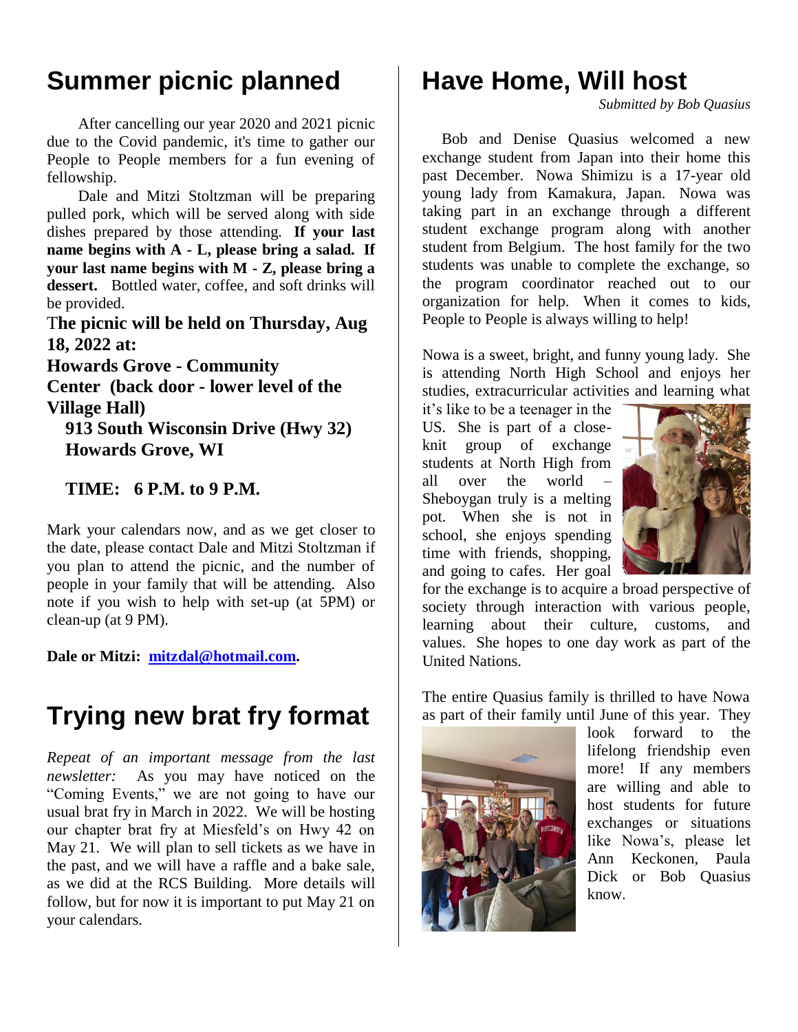# Summer picnic planned

After cancelling our year 2020 and 2021 picnic due to the Covid pandemic, it's time to gather our People to People members for a fun evening of fellowship.

Dale and Mitzi Stoltzman will be preparing pulled pork, which will be served along with side dishes prepared by those attending. **If your last name begins with A - L, please bring a salad. If your last name begins with M - Z, please bring a dessert.** Bottled water, coffee, and soft drinks will be provided.

**The picnic will be held on Thursday, Aug 18, 2022 at:**

**Howards Grove - Community Center (back door - lower level of the Village Hall)**

**913 South Wisconsin Drive (Hwy 32)**
**Howards Grove, WI**

**TIME: 6 P.M. to 9 P.M.**

Mark your calendars now, and as we get closer to the date, please contact Dale and Mitzi Stoltzman if you plan to attend the picnic, and the number of people in your family that will be attending. Also note if you wish to help with set-up (at 5PM) or clean-up (at 9 PM).

**Dale or Mitzi: mitzdal@hotmail.com.**

# Trying new brat fry format

*Repeat of an important message from the last newsletter:* As you may have noticed on the "Coming Events," we are not going to have our usual brat fry in March in 2022. We will be hosting our chapter brat fry at Miesfeld's on Hwy 42 on May 21. We will plan to sell tickets as we have in the past, and we will have a raffle and a bake sale, as we did at the RCS Building. More details will follow, but for now it is important to put May 21 on your calendars.

# Have Home, Will host

*Submitted by Bob Quasius*

Bob and Denise Quasius welcomed a new exchange student from Japan into their home this past December. Nowa Shimizu is a 17-year old young lady from Kamakura, Japan. Nowa was taking part in an exchange through a different student exchange program along with another student from Belgium. The host family for the two students was unable to complete the exchange, so the program coordinator reached out to our organization for help. When it comes to kids, People to People is always willing to help!

Nowa is a sweet, bright, and funny young lady. She is attending North High School and enjoys her studies, extracurricular activities and learning what it's like to be a teenager in the US. She is part of a close-knit group of exchange students at North High from all over the world – Sheboygan truly is a melting pot. When she is not in school, she enjoys spending time with friends, shopping, and going to cafes. Her goal for the exchange is to acquire a broad perspective of society through interaction with various people, learning about their culture, customs, and values. She hopes to one day work as part of the United Nations.

The entire Quasius family is thrilled to have Nowa as part of their family until June of this year. They look forward to the lifelong friendship even more! If any members are willing and able to host students for future exchanges or situations like Nowa's, please let Ann Keckonen, Paula Dick or Bob Quasius know.